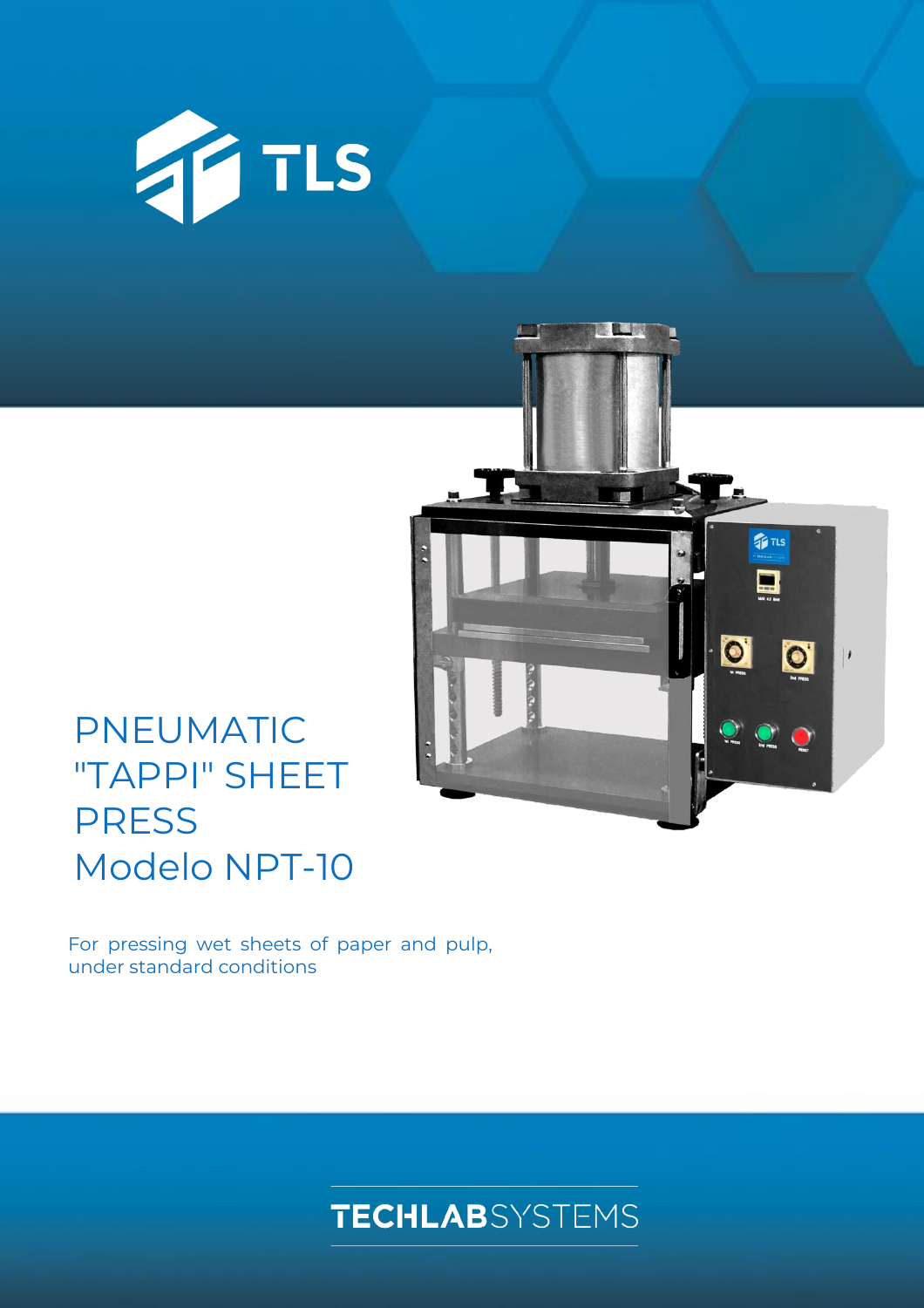TLS

# PNEUMATIC "TAPPI" SHEET PRESS Modelo NPT-10

For pressing wet sheets of paper and pulp, under standard conditions

TECHLABSYSTEMS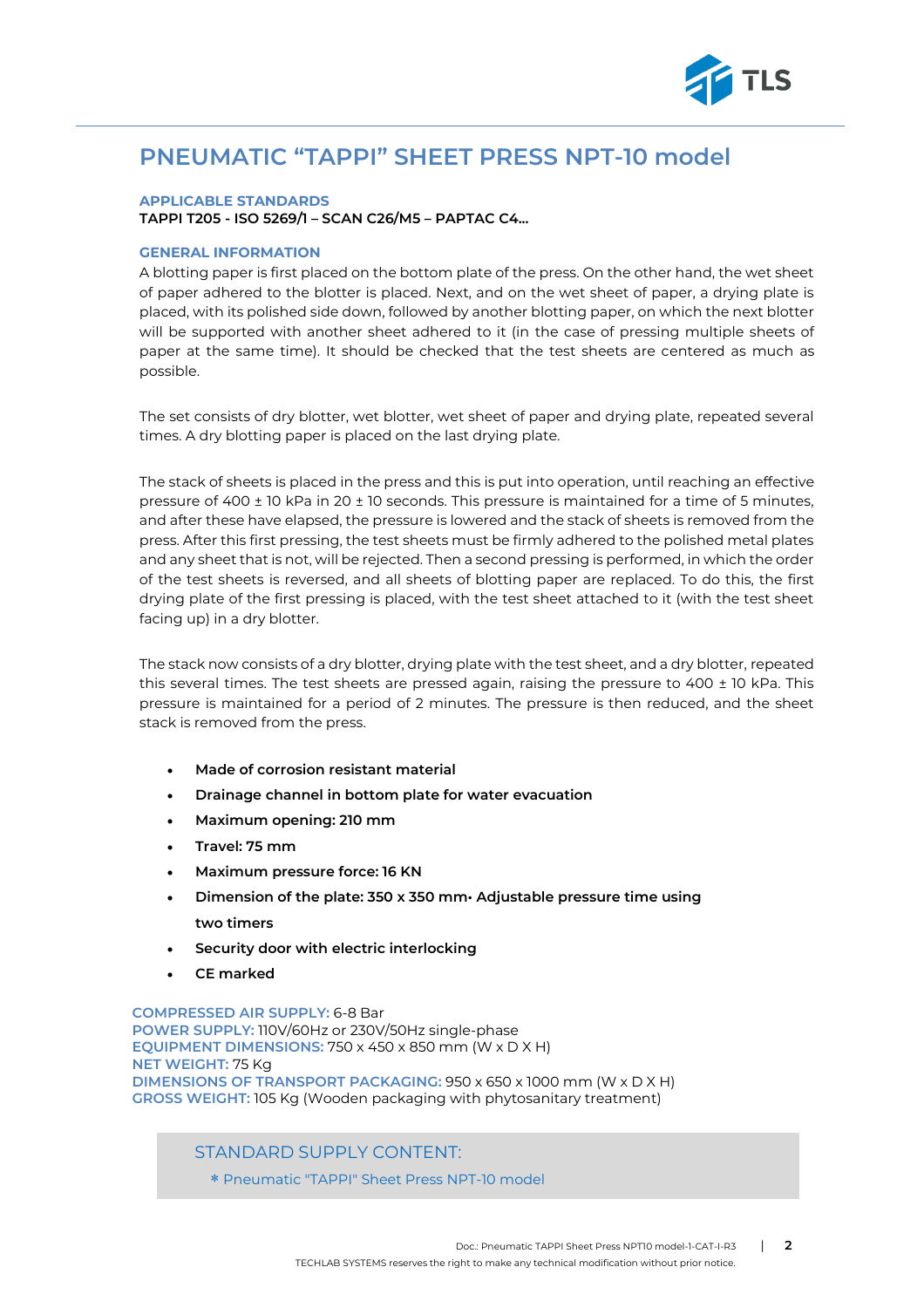# PNEUMATIC "TAPPI" SHEET PRESS NPT-10 model

### APPLICABLE STANDARDS

**TAPPI T205 - ISO 5269/1 – SCAN C26/M5 – PAPTAC C4...**

### GENERAL INFORMATION

A blotting paper is first placed on the bottom plate of the press. On the other hand, the wet sheet of paper adhered to the blotter is placed. Next, and on the wet sheet of paper, a drying plate is placed, with its polished side down, followed by another blotting paper, on which the next blotter will be supported with another sheet adhered to it (in the case of pressing multiple sheets of paper at the same time). It should be checked that the test sheets are centered as much as possible.

The set consists of dry blotter, wet blotter, wet sheet of paper and drying plate, repeated several times. A dry blotting paper is placed on the last drying plate.

The stack of sheets is placed in the press and this is put into operation, until reaching an effective pressure of 400 ± 10 kPa in 20 ± 10 seconds. This pressure is maintained for a time of 5 minutes, and after these have elapsed, the pressure is lowered and the stack of sheets is removed from the press. After this first pressing, the test sheets must be firmly adhered to the polished metal plates and any sheet that is not, will be rejected. Then a second pressing is performed, in which the order of the test sheets is reversed, and all sheets of blotting paper are replaced. To do this, the first drying plate of the first pressing is placed, with the test sheet attached to it (with the test sheet facing up) in a dry blotter.

The stack now consists of a dry blotter, drying plate with the test sheet, and a dry blotter, repeated this several times. The test sheets are pressed again, raising the pressure to 400 ± 10 kPa. This pressure is maintained for a period of 2 minutes. The pressure is then reduced, and the sheet stack is removed from the press.

- **Made of corrosion resistant material**
- **Drainage channel in bottom plate for water evacuation**
- **Maximum opening: 210 mm**
- **Travel: 75 mm**
- **Maximum pressure force: 16 KN**
- **Dimension of the plate: 350 x 350 mm• Adjustable pressure time using two timers**
- **Security door with electric interlocking**
- **CE marked**

**COMPRESSED AIR SUPPLY:** 6-8 Bar
**POWER SUPPLY:** 110V/60Hz or 230V/50Hz single-phase
**EQUIPMENT DIMENSIONS:** 750 x 450 x 850 mm (W x D X H)
**NET WEIGHT:** 75 Kg
**DIMENSIONS OF TRANSPORT PACKAGING:** 950 x 650 x 1000 mm (W x D X H)
**GROSS WEIGHT:** 105 Kg (Wooden packaging with phytosanitary treatment)

### STANDARD SUPPLY CONTENT:

* Pneumatic "TAPPI" Sheet Press NPT-10 model

Doc.: Pneumatic TAPPI Sheet Press NPT10 model-1-CAT-I-R3

TECHLAB SYSTEMS reserves the right to make any technical modification without prior notice.